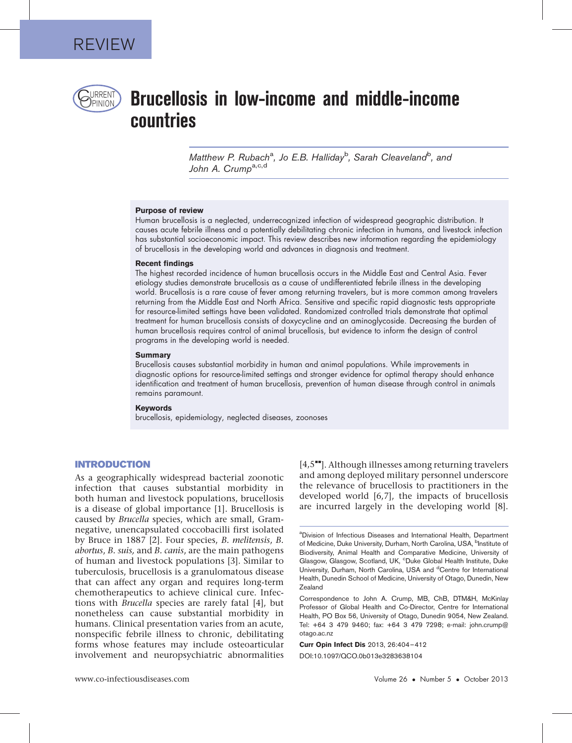REVIEW

# Brucellosis in low-income and middle-income countries

*Matthew P. Rubach*[a], *Jo E.B. Halliday*[b], *Sarah Cleaveland*[b], and *John A. Crump*[a,c,d]

### Purpose of review

Human brucellosis is a neglected, underrecognized infection of widespread geographic distribution. It causes acute febrile illness and a potentially debilitating chronic infection in humans, and livestock infection has substantial socioeconomic impact. This review describes new information regarding the epidemiology of brucellosis in the developing world and advances in diagnosis and treatment.

### Recent findings

The highest recorded incidence of human brucellosis occurs in the Middle East and Central Asia. Fever etiology studies demonstrate brucellosis as a cause of undifferentiated febrile illness in the developing world. Brucellosis is a rare cause of fever among returning travelers, but is more common among travelers returning from the Middle East and North Africa. Sensitive and specific rapid diagnostic tests appropriate for resource-limited settings have been validated. Randomized controlled trials demonstrate that optimal treatment for human brucellosis consists of doxycycline and an aminoglycoside. Decreasing the burden of human brucellosis requires control of animal brucellosis, but evidence to inform the design of control programs in the developing world is needed.

### Summary

Brucellosis causes substantial morbidity in human and animal populations. While improvements in diagnostic options for resource-limited settings and stronger evidence for optimal therapy should enhance identification and treatment of human brucellosis, prevention of human disease through control in animals remains paramount.

### Keywords

brucellosis, epidemiology, neglected diseases, zoonoses

## INTRODUCTION

As a geographically widespread bacterial zoonotic infection that causes substantial morbidity in both human and livestock populations, brucellosis is a disease of global importance [1]. Brucellosis is caused by *Brucella* species, which are small, Gram-negative, unencapsulated coccobacilli first isolated by Bruce in 1887 [2]. Four species, *B. melitensis*, *B. abortus*, *B. suis*, and *B. canis*, are the main pathogens of human and livestock populations [3]. Similar to tuberculosis, brucellosis is a granulomatous disease that can affect any organ and requires long-term chemotherapeutics to achieve clinical cure. Infections with *Brucella* species are rarely fatal [4], but nonetheless can cause substantial morbidity in humans. Clinical presentation varies from an acute, nonspecific febrile illness to chronic, debilitating forms whose features may include osteoarticular involvement and neuropsychiatric abnormalities [4,5■■]. Although illnesses among returning travelers and among deployed military personnel underscore the relevance of brucellosis to practitioners in the developed world [6,7], the impacts of brucellosis are incurred largely in the developing world [8].

[a]Division of Infectious Diseases and International Health, Department of Medicine, Duke University, Durham, North Carolina, USA, [b]Institute of Biodiversity, Animal Health and Comparative Medicine, University of Glasgow, Glasgow, Scotland, UK, [c]Duke Global Health Institute, Duke University, Durham, North Carolina, USA and [d]Centre for International Health, Dunedin School of Medicine, University of Otago, Dunedin, New Zealand

Correspondence to John A. Crump, MB, ChB, DTM&H, McKinlay Professor of Global Health and Co-Director, Centre for International Health, PO Box 56, University of Otago, Dunedin 9054, New Zealand. Tel: +64 3 479 9460; fax: +64 3 479 7298; e-mail: john.crump@otago.ac.nz

**Curr Opin Infect Dis** 2013, 26:404–412

DOI:10.1097/QCO.0b013e3283638104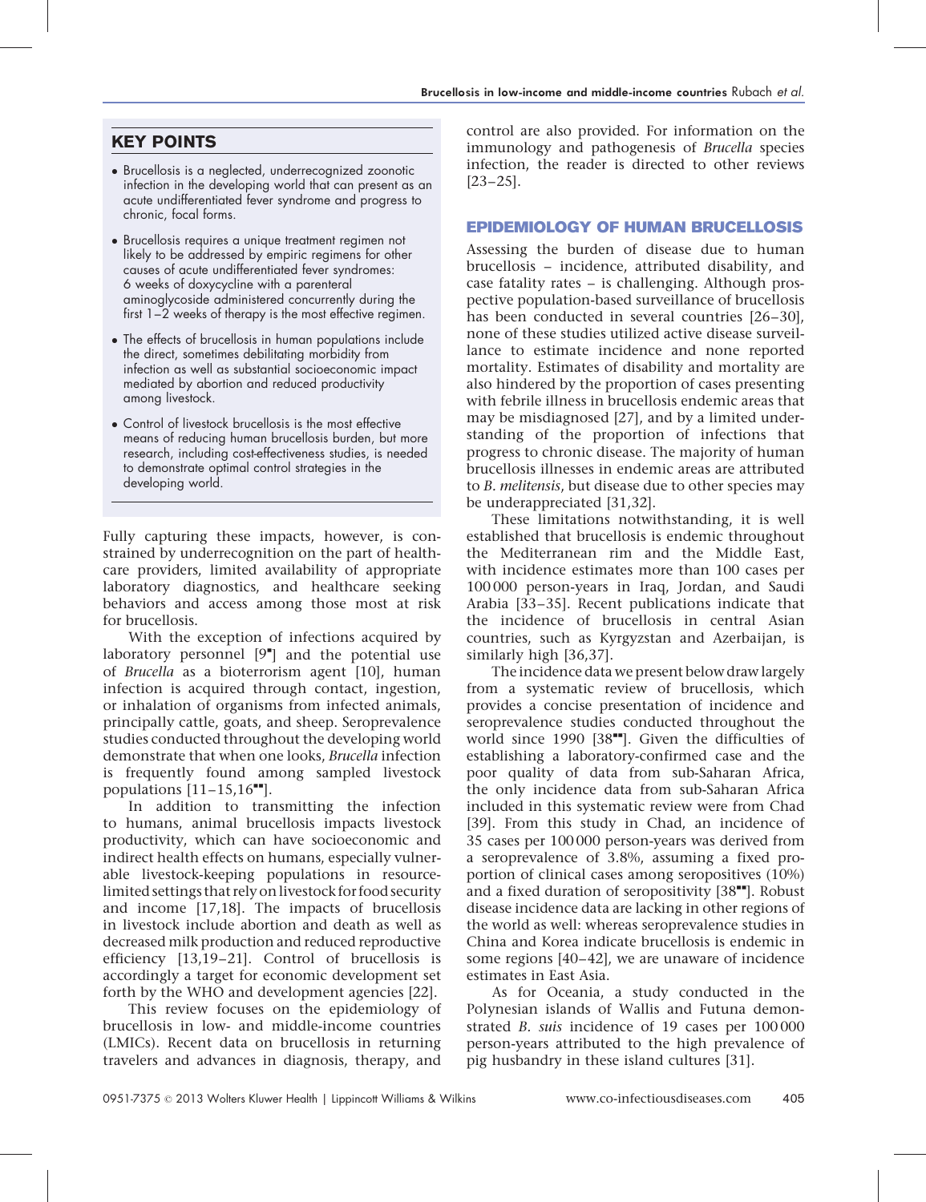## KEY POINTS

- Brucellosis is a neglected, underrecognized zoonotic infection in the developing world that can present as an acute undifferentiated fever syndrome and progress to chronic, focal forms.
- Brucellosis requires a unique treatment regimen not likely to be addressed by empiric regimens for other causes of acute undifferentiated fever syndromes: 6 weeks of doxycycline with a parenteral aminoglycoside administered concurrently during the first 1–2 weeks of therapy is the most effective regimen.
- The effects of brucellosis in human populations include the direct, sometimes debilitating morbidity from infection as well as substantial socioeconomic impact mediated by abortion and reduced productivity among livestock.
- Control of livestock brucellosis is the most effective means of reducing human brucellosis burden, but more research, including cost-effectiveness studies, is needed to demonstrate optimal control strategies in the developing world.

Fully capturing these impacts, however, is constrained by underrecognition on the part of healthcare providers, limited availability of appropriate laboratory diagnostics, and healthcare seeking behaviors and access among those most at risk for brucellosis.

With the exception of infections acquired by laboratory personnel [9▪] and the potential use of *Brucella* as a bioterrorism agent [10], human infection is acquired through contact, ingestion, or inhalation of organisms from infected animals, principally cattle, goats, and sheep. Seroprevalence studies conducted throughout the developing world demonstrate that when one looks, *Brucella* infection is frequently found among sampled livestock populations [11–15,16▪▪].

In addition to transmitting the infection to humans, animal brucellosis impacts livestock productivity, which can have socioeconomic and indirect health effects on humans, especially vulnerable livestock-keeping populations in resource-limited settings that rely on livestock for food security and income [17,18]. The impacts of brucellosis in livestock include abortion and death as well as decreased milk production and reduced reproductive efficiency [13,19–21]. Control of brucellosis is accordingly a target for economic development set forth by the WHO and development agencies [22].

This review focuses on the epidemiology of brucellosis in low- and middle-income countries (LMICs). Recent data on brucellosis in returning travelers and advances in diagnosis, therapy, and control are also provided. For information on the immunology and pathogenesis of *Brucella* species infection, the reader is directed to other reviews [23–25].

## EPIDEMIOLOGY OF HUMAN BRUCELLOSIS

Assessing the burden of disease due to human brucellosis – incidence, attributed disability, and case fatality rates – is challenging. Although prospective population-based surveillance of brucellosis has been conducted in several countries [26–30], none of these studies utilized active disease surveillance to estimate incidence and none reported mortality. Estimates of disability and mortality are also hindered by the proportion of cases presenting with febrile illness in brucellosis endemic areas that may be misdiagnosed [27], and by a limited understanding of the proportion of infections that progress to chronic disease. The majority of human brucellosis illnesses in endemic areas are attributed to *B. melitensis*, but disease due to other species may be underappreciated [31,32].

These limitations notwithstanding, it is well established that brucellosis is endemic throughout the Mediterranean rim and the Middle East, with incidence estimates more than 100 cases per 100 000 person-years in Iraq, Jordan, and Saudi Arabia [33–35]. Recent publications indicate that the incidence of brucellosis in central Asian countries, such as Kyrgyzstan and Azerbaijan, is similarly high [36,37].

The incidence data we present below draw largely from a systematic review of brucellosis, which provides a concise presentation of incidence and seroprevalence studies conducted throughout the world since 1990 [38▪▪]. Given the difficulties of establishing a laboratory-confirmed case and the poor quality of data from sub-Saharan Africa, the only incidence data from sub-Saharan Africa included in this systematic review were from Chad [39]. From this study in Chad, an incidence of 35 cases per 100 000 person-years was derived from a seroprevalence of 3.8%, assuming a fixed proportion of clinical cases among seropositives (10%) and a fixed duration of seropositivity [38▪▪]. Robust disease incidence data are lacking in other regions of the world as well: whereas seroprevalence studies in China and Korea indicate brucellosis is endemic in some regions [40–42], we are unaware of incidence estimates in East Asia.

As for Oceania, a study conducted in the Polynesian islands of Wallis and Futuna demonstrated *B. suis* incidence of 19 cases per 100 000 person-years attributed to the high prevalence of pig husbandry in these island cultures [31].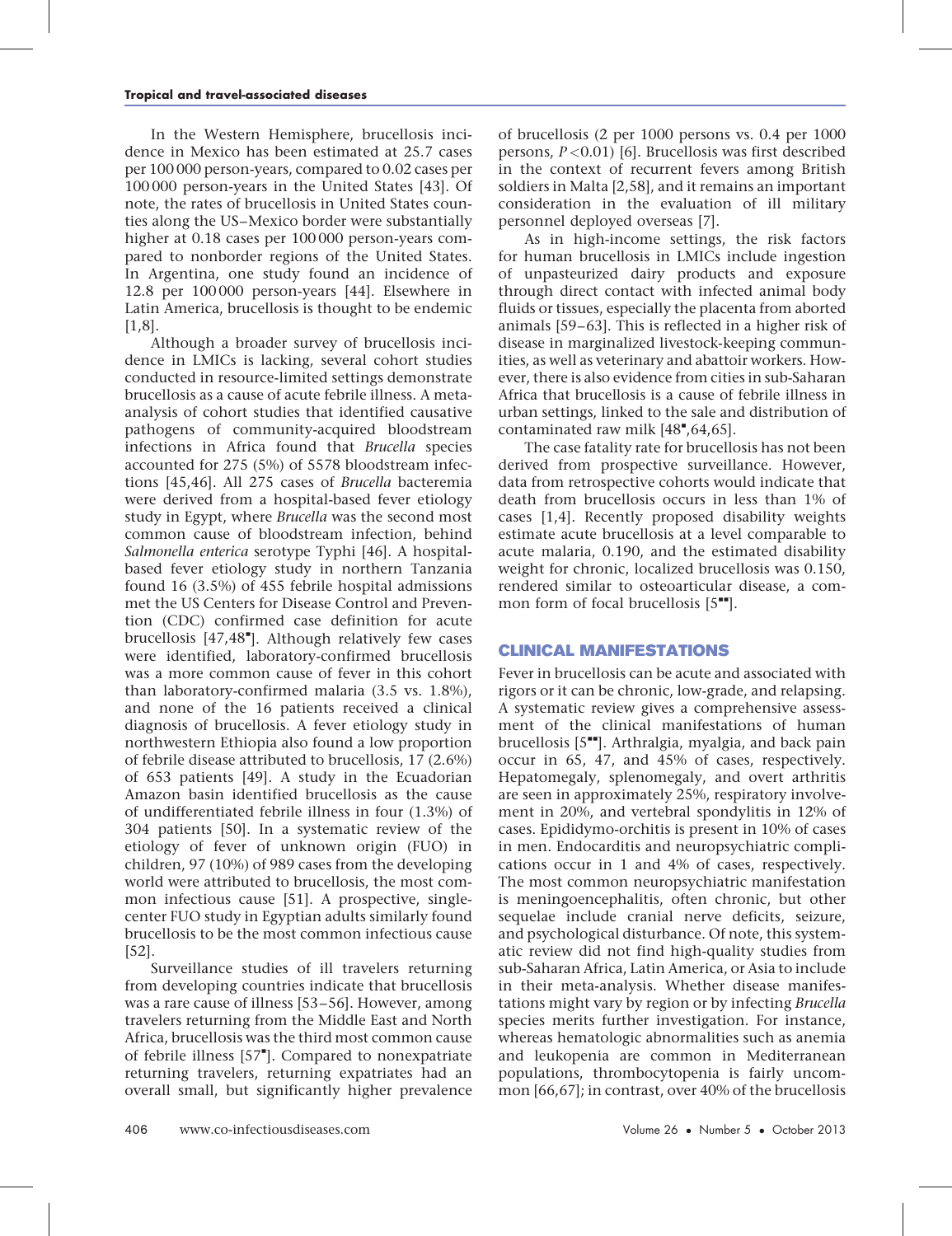In the Western Hemisphere, brucellosis incidence in Mexico has been estimated at 25.7 cases per 100 000 person-years, compared to 0.02 cases per 100 000 person-years in the United States [43]. Of note, the rates of brucellosis in United States counties along the US–Mexico border were substantially higher at 0.18 cases per 100 000 person-years compared to nonborder regions of the United States. In Argentina, one study found an incidence of 12.8 per 100 000 person-years [44]. Elsewhere in Latin America, brucellosis is thought to be endemic [1,8].

Although a broader survey of brucellosis incidence in LMICs is lacking, several cohort studies conducted in resource-limited settings demonstrate brucellosis as a cause of acute febrile illness. A meta-analysis of cohort studies that identified causative pathogens of community-acquired bloodstream infections in Africa found that *Brucella* species accounted for 275 (5%) of 5578 bloodstream infections [45,46]. All 275 cases of *Brucella* bacteremia were derived from a hospital-based fever etiology study in Egypt, where *Brucella* was the second most common cause of bloodstream infection, behind *Salmonella enterica* serotype Typhi [46]. A hospital-based fever etiology study in northern Tanzania found 16 (3.5%) of 455 febrile hospital admissions met the US Centers for Disease Control and Prevention (CDC) confirmed case definition for acute brucellosis [47,48▪]. Although relatively few cases were identified, laboratory-confirmed brucellosis was a more common cause of fever in this cohort than laboratory-confirmed malaria (3.5 vs. 1.8%), and none of the 16 patients received a clinical diagnosis of brucellosis. A fever etiology study in northwestern Ethiopia also found a low proportion of febrile disease attributed to brucellosis, 17 (2.6%) of 653 patients [49]. A study in the Ecuadorian Amazon basin identified brucellosis as the cause of undifferentiated febrile illness in four (1.3%) of 304 patients [50]. In a systematic review of the etiology of fever of unknown origin (FUO) in children, 97 (10%) of 989 cases from the developing world were attributed to brucellosis, the most common infectious cause [51]. A prospective, single-center FUO study in Egyptian adults similarly found brucellosis to be the most common infectious cause [52].

Surveillance studies of ill travelers returning from developing countries indicate that brucellosis was a rare cause of illness [53–56]. However, among travelers returning from the Middle East and North Africa, brucellosis was the third most common cause of febrile illness [57▪]. Compared to nonexpatriate returning travelers, returning expatriates had an overall small, but significantly higher prevalence of brucellosis (2 per 1000 persons vs. 0.4 per 1000 persons, $P<0.01$) [6]. Brucellosis was first described in the context of recurrent fevers among British soldiers in Malta [2,58], and it remains an important consideration in the evaluation of ill military personnel deployed overseas [7].

As in high-income settings, the risk factors for human brucellosis in LMICs include ingestion of unpasteurized dairy products and exposure through direct contact with infected animal body fluids or tissues, especially the placenta from aborted animals [59–63]. This is reflected in a higher risk of disease in marginalized livestock-keeping communities, as well as veterinary and abattoir workers. However, there is also evidence from cities in sub-Saharan Africa that brucellosis is a cause of febrile illness in urban settings, linked to the sale and distribution of contaminated raw milk [48▪,64,65].

The case fatality rate for brucellosis has not been derived from prospective surveillance. However, data from retrospective cohorts would indicate that death from brucellosis occurs in less than 1% of cases [1,4]. Recently proposed disability weights estimate acute brucellosis at a level comparable to acute malaria, 0.190, and the estimated disability weight for chronic, localized brucellosis was 0.150, rendered similar to osteoarticular disease, a common form of focal brucellosis [5▪▪].

## CLINICAL MANIFESTATIONS

Fever in brucellosis can be acute and associated with rigors or it can be chronic, low-grade, and relapsing. A systematic review gives a comprehensive assessment of the clinical manifestations of human brucellosis [5▪▪]. Arthralgia, myalgia, and back pain occur in 65, 47, and 45% of cases, respectively. Hepatomegaly, splenomegaly, and overt arthritis are seen in approximately 25%, respiratory involvement in 20%, and vertebral spondylitis in 12% of cases. Epididymo-orchitis is present in 10% of cases in men. Endocarditis and neuropsychiatric complications occur in 1 and 4% of cases, respectively. The most common neuropsychiatric manifestation is meningoencephalitis, often chronic, but other sequelae include cranial nerve deficits, seizure, and psychological disturbance. Of note, this systematic review did not find high-quality studies from sub-Saharan Africa, Latin America, or Asia to include in their meta-analysis. Whether disease manifestations might vary by region or by infecting *Brucella* species merits further investigation. For instance, whereas hematologic abnormalities such as anemia and leukopenia are common in Mediterranean populations, thrombocytopenia is fairly uncommon [66,67]; in contrast, over 40% of the brucellosis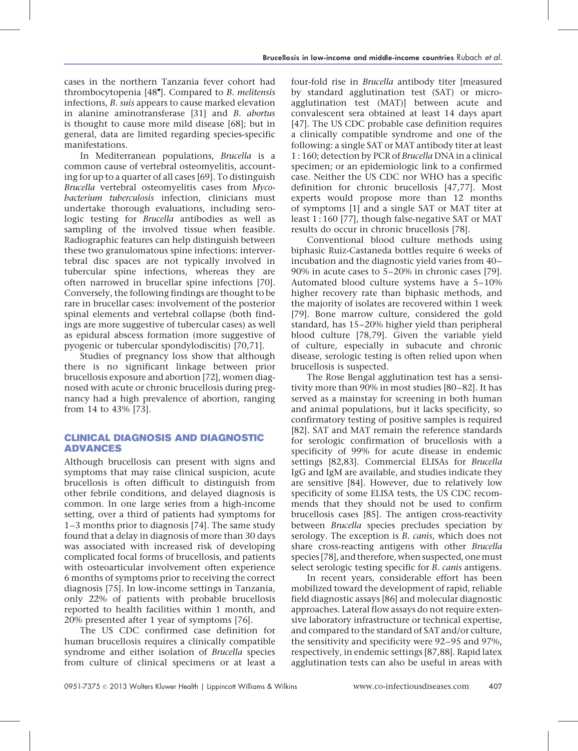cases in the northern Tanzania fever cohort had thrombocytopenia [48▪]. Compared to *B. melitensis* infections, *B. suis* appears to cause marked elevation in alanine aminotransferase [31] and *B. abortus* is thought to cause more mild disease [68]; but in general, data are limited regarding species-specific manifestations.

In Mediterranean populations, *Brucella* is a common cause of vertebral osteomyelitis, accounting for up to a quarter of all cases [69]. To distinguish *Brucella* vertebral osteomyelitis cases from *Mycobacterium tuberculosis* infection, clinicians must undertake thorough evaluations, including serologic testing for *Brucella* antibodies as well as sampling of the involved tissue when feasible. Radiographic features can help distinguish between these two granulomatous spine infections: intervertebral disc spaces are not typically involved in tubercular spine infections, whereas they are often narrowed in brucellar spine infections [70]. Conversely, the following findings are thought to be rare in brucellar cases: involvement of the posterior spinal elements and vertebral collapse (both findings are more suggestive of tubercular cases) as well as epidural abscess formation (more suggestive of pyogenic or tubercular spondylodiscitis) [70,71].

Studies of pregnancy loss show that although there is no significant linkage between prior brucellosis exposure and abortion [72], women diagnosed with acute or chronic brucellosis during pregnancy had a high prevalence of abortion, ranging from 14 to 43% [73].

## CLINICAL DIAGNOSIS AND DIAGNOSTIC ADVANCES

Although brucellosis can present with signs and symptoms that may raise clinical suspicion, acute brucellosis is often difficult to distinguish from other febrile conditions, and delayed diagnosis is common. In one large series from a high-income setting, over a third of patients had symptoms for 1–3 months prior to diagnosis [74]. The same study found that a delay in diagnosis of more than 30 days was associated with increased risk of developing complicated focal forms of brucellosis, and patients with osteoarticular involvement often experience 6 months of symptoms prior to receiving the correct diagnosis [75]. In low-income settings in Tanzania, only 22% of patients with probable brucellosis reported to health facilities within 1 month, and 20% presented after 1 year of symptoms [76].

The US CDC confirmed case definition for human brucellosis requires a clinically compatible syndrome and either isolation of *Brucella* species from culture of clinical specimens or at least a four-fold rise in *Brucella* antibody titer [measured by standard agglutination test (SAT) or microagglutination test (MAT)] between acute and convalescent sera obtained at least 14 days apart [47]. The US CDC probable case definition requires a clinically compatible syndrome and one of the following: a single SAT or MAT antibody titer at least 1 : 160; detection by PCR of *Brucella* DNA in a clinical specimen; or an epidemiologic link to a confirmed case. Neither the US CDC nor WHO has a specific definition for chronic brucellosis [47,77]. Most experts would propose more than 12 months of symptoms [1] and a single SAT or MAT titer at least 1 : 160 [77], though false-negative SAT or MAT results do occur in chronic brucellosis [78].

Conventional blood culture methods using biphasic Ruiz-Castaneda bottles require 6 weeks of incubation and the diagnostic yield varies from 40–90% in acute cases to 5–20% in chronic cases [79]. Automated blood culture systems have a 5–10% higher recovery rate than biphasic methods, and the majority of isolates are recovered within 1 week [79]. Bone marrow culture, considered the gold standard, has 15–20% higher yield than peripheral blood culture [78,79]. Given the variable yield of culture, especially in subacute and chronic disease, serologic testing is often relied upon when brucellosis is suspected.

The Rose Bengal agglutination test has a sensitivity more than 90% in most studies [80–82]. It has served as a mainstay for screening in both human and animal populations, but it lacks specificity, so confirmatory testing of positive samples is required [82]. SAT and MAT remain the reference standards for serologic confirmation of brucellosis with a specificity of 99% for acute disease in endemic settings [82,83]. Commercial ELISAs for *Brucella* IgG and IgM are available, and studies indicate they are sensitive [84]. However, due to relatively low specificity of some ELISA tests, the US CDC recommends that they should not be used to confirm brucellosis cases [85]. The antigen cross-reactivity between *Brucella* species precludes speciation by serology. The exception is *B. canis*, which does not share cross-reacting antigens with other *Brucella* species [78], and therefore, when suspected, one must select serologic testing specific for *B. canis* antigens.

In recent years, considerable effort has been mobilized toward the development of rapid, reliable field diagnostic assays [86] and molecular diagnostic approaches. Lateral flow assays do not require extensive laboratory infrastructure or technical expertise, and compared to the standard of SAT and/or culture, the sensitivity and specificity were 92–95 and 97%, respectively, in endemic settings [87,88]. Rapid latex agglutination tests can also be useful in areas with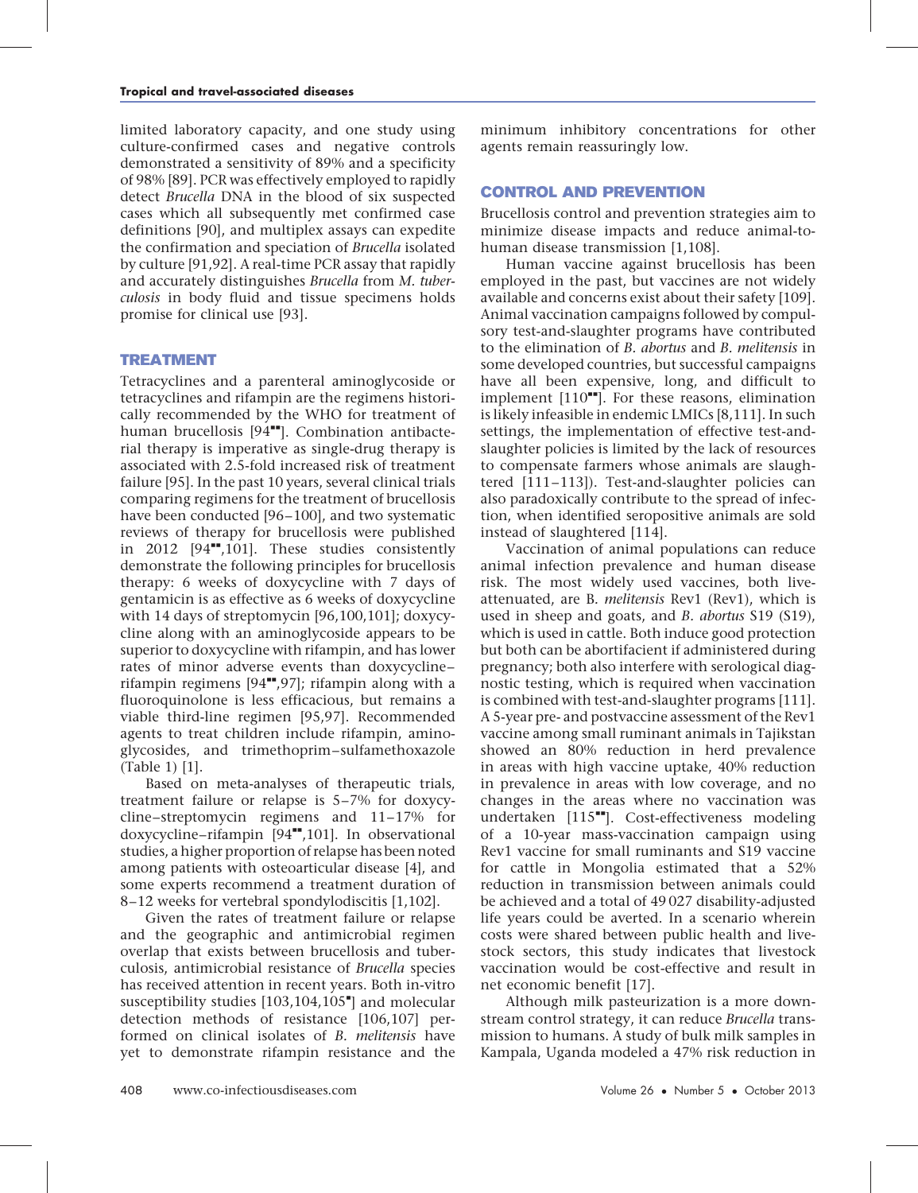limited laboratory capacity, and one study using culture-confirmed cases and negative controls demonstrated a sensitivity of 89% and a specificity of 98% [89]. PCR was effectively employed to rapidly detect *Brucella* DNA in the blood of six suspected cases which all subsequently met confirmed case definitions [90], and multiplex assays can expedite the confirmation and speciation of *Brucella* isolated by culture [91,92]. A real-time PCR assay that rapidly and accurately distinguishes *Brucella* from *M. tuberculosis* in body fluid and tissue specimens holds promise for clinical use [93].

## TREATMENT

Tetracyclines and a parenteral aminoglycoside or tetracyclines and rifampin are the regimens historically recommended by the WHO for treatment of human brucellosis [94▪▪]. Combination antibacterial therapy is imperative as single-drug therapy is associated with 2.5-fold increased risk of treatment failure [95]. In the past 10 years, several clinical trials comparing regimens for the treatment of brucellosis have been conducted [96–100], and two systematic reviews of therapy for brucellosis were published in 2012 [94▪▪,101]. These studies consistently demonstrate the following principles for brucellosis therapy: 6 weeks of doxycycline with 7 days of gentamicin is as effective as 6 weeks of doxycycline with 14 days of streptomycin [96,100,101]; doxycycline along with an aminoglycoside appears to be superior to doxycycline with rifampin, and has lower rates of minor adverse events than doxycycline–rifampin regimens [94▪▪,97]; rifampin along with a fluoroquinolone is less efficacious, but remains a viable third-line regimen [95,97]. Recommended agents to treat children include rifampin, aminoglycosides, and trimethoprim–sulfamethoxazole (Table 1) [1].

Based on meta-analyses of therapeutic trials, treatment failure or relapse is 5–7% for doxycycline–streptomycin regimens and 11–17% for doxycycline–rifampin [94▪▪,101]. In observational studies, a higher proportion of relapse has been noted among patients with osteoarticular disease [4], and some experts recommend a treatment duration of 8–12 weeks for vertebral spondylodiscitis [1,102].

Given the rates of treatment failure or relapse and the geographic and antimicrobial regimen overlap that exists between brucellosis and tuberculosis, antimicrobial resistance of *Brucella* species has received attention in recent years. Both in-vitro susceptibility studies [103,104,105▪] and molecular detection methods of resistance [106,107] performed on clinical isolates of *B. melitensis* have yet to demonstrate rifampin resistance and the minimum inhibitory concentrations for other agents remain reassuringly low.

## CONTROL AND PREVENTION

Brucellosis control and prevention strategies aim to minimize disease impacts and reduce animal-to-human disease transmission [1,108].

Human vaccine against brucellosis has been employed in the past, but vaccines are not widely available and concerns exist about their safety [109]. Animal vaccination campaigns followed by compulsory test-and-slaughter programs have contributed to the elimination of *B. abortus* and *B. melitensis* in some developed countries, but successful campaigns have all been expensive, long, and difficult to implement [110▪▪]. For these reasons, elimination is likely infeasible in endemic LMICs [8,111]. In such settings, the implementation of effective test-and-slaughter policies is limited by the lack of resources to compensate farmers whose animals are slaughtered [111–113]). Test-and-slaughter policies can also paradoxically contribute to the spread of infection, when identified seropositive animals are sold instead of slaughtered [114].

Vaccination of animal populations can reduce animal infection prevalence and human disease risk. The most widely used vaccines, both live-attenuated, are B. *melitensis* Rev1 (Rev1), which is used in sheep and goats, and *B. abortus* S19 (S19), which is used in cattle. Both induce good protection but both can be abortifacient if administered during pregnancy; both also interfere with serological diagnostic testing, which is required when vaccination is combined with test-and-slaughter programs [111]. A 5-year pre- and postvaccine assessment of the Rev1 vaccine among small ruminant animals in Tajikstan showed an 80% reduction in herd prevalence in areas with high vaccine uptake, 40% reduction in prevalence in areas with low coverage, and no changes in the areas where no vaccination was undertaken [115▪▪]. Cost-effectiveness modeling of a 10-year mass-vaccination campaign using Rev1 vaccine for small ruminants and S19 vaccine for cattle in Mongolia estimated that a 52% reduction in transmission between animals could be achieved and a total of 49 027 disability-adjusted life years could be averted. In a scenario wherein costs were shared between public health and livestock sectors, this study indicates that livestock vaccination would be cost-effective and result in net economic benefit [17].

Although milk pasteurization is a more downstream control strategy, it can reduce *Brucella* transmission to humans. A study of bulk milk samples in Kampala, Uganda modeled a 47% risk reduction in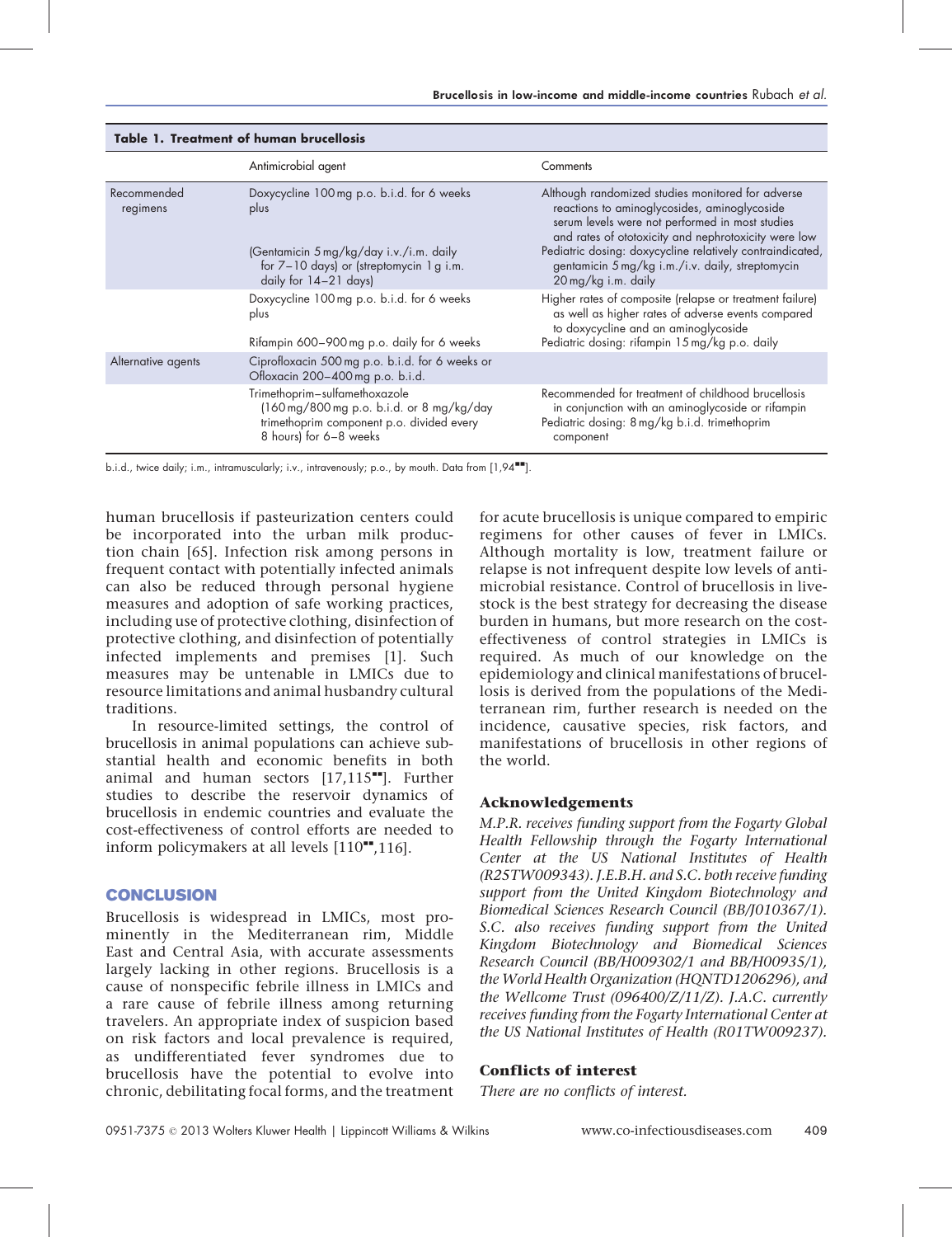**Table 1. Treatment of human brucellosis**

| | Antimicrobial agent | Comments |
|---|---|---|
| Recommended regimens | Doxycycline 100 mg p.o. b.i.d. for 6 weeks plus | Although randomized studies monitored for adverse reactions to aminoglycosides, aminoglycoside serum levels were not performed in most studies and rates of ototoxicity and nephrotoxicity were low |
| | (Gentamicin 5 mg/kg/day i.v./i.m. daily for 7–10 days) or (streptomycin 1 g i.m. daily for 14–21 days) | Pediatric dosing: doxycycline relatively contraindicated, gentamicin 5 mg/kg i.m./i.v. daily, streptomycin 20 mg/kg i.m. daily |
| | Doxycycline 100 mg p.o. b.i.d. for 6 weeks plus | Higher rates of composite (relapse or treatment failure) as well as higher rates of adverse events compared to doxycycline and an aminoglycoside |
| | Rifampin 600–900 mg p.o. daily for 6 weeks | Pediatric dosing: rifampin 15 mg/kg p.o. daily |
| Alternative agents | Ciprofloxacin 500 mg p.o. b.i.d. for 6 weeks or Ofloxacin 200–400 mg p.o. b.i.d. | |
| | Trimethoprim–sulfamethoxazole (160 mg/800 mg p.o. b.i.d. or 8 mg/kg/day trimethoprim component p.o. divided every 8 hours) for 6–8 weeks | Recommended for treatment of childhood brucellosis in conjunction with an aminoglycoside or rifampin. Pediatric dosing: 8 mg/kg b.i.d. trimethoprim component |

b.i.d., twice daily; i.m., intramuscularly; i.v., intravenously; p.o., by mouth. Data from [1,94■■].

human brucellosis if pasteurization centers could be incorporated into the urban milk production chain [65]. Infection risk among persons in frequent contact with potentially infected animals can also be reduced through personal hygiene measures and adoption of safe working practices, including use of protective clothing, disinfection of protective clothing, and disinfection of potentially infected implements and premises [1]. Such measures may be untenable in LMICs due to resource limitations and animal husbandry cultural traditions.

In resource-limited settings, the control of brucellosis in animal populations can achieve substantial health and economic benefits in both animal and human sectors [17,115■■]. Further studies to describe the reservoir dynamics of brucellosis in endemic countries and evaluate the cost-effectiveness of control efforts are needed to inform policymakers at all levels [110■■,116].

## CONCLUSION

Brucellosis is widespread in LMICs, most prominently in the Mediterranean rim, Middle East and Central Asia, with accurate assessments largely lacking in other regions. Brucellosis is a cause of nonspecific febrile illness in LMICs and a rare cause of febrile illness among returning travelers. An appropriate index of suspicion based on risk factors and local prevalence is required, as undifferentiated fever syndromes due to brucellosis have the potential to evolve into chronic, debilitating focal forms, and the treatment for acute brucellosis is unique compared to empiric regimens for other causes of fever in LMICs. Although mortality is low, treatment failure or relapse is not infrequent despite low levels of antimicrobial resistance. Control of brucellosis in livestock is the best strategy for decreasing the disease burden in humans, but more research on the cost-effectiveness of control strategies in LMICs is required. As much of our knowledge on the epidemiology and clinical manifestations of brucellosis is derived from the populations of the Mediterranean rim, further research is needed on the incidence, causative species, risk factors, and manifestations of brucellosis in other regions of the world.

### Acknowledgements

*M.P.R. receives funding support from the Fogarty Global Health Fellowship through the Fogarty International Center at the US National Institutes of Health (R25TW009343). J.E.B.H. and S.C. both receive funding support from the United Kingdom Biotechnology and Biomedical Sciences Research Council (BB/J010367/1). S.C. also receives funding support from the United Kingdom Biotechnology and Biomedical Sciences Research Council (BB/H009302/1 and BB/H00935/1), the World Health Organization (HQNTD1206296), and the Wellcome Trust (096400/Z/11/Z). J.A.C. currently receives funding from the Fogarty International Center at the US National Institutes of Health (R01TW009237).*

### Conflicts of interest

*There are no conflicts of interest.*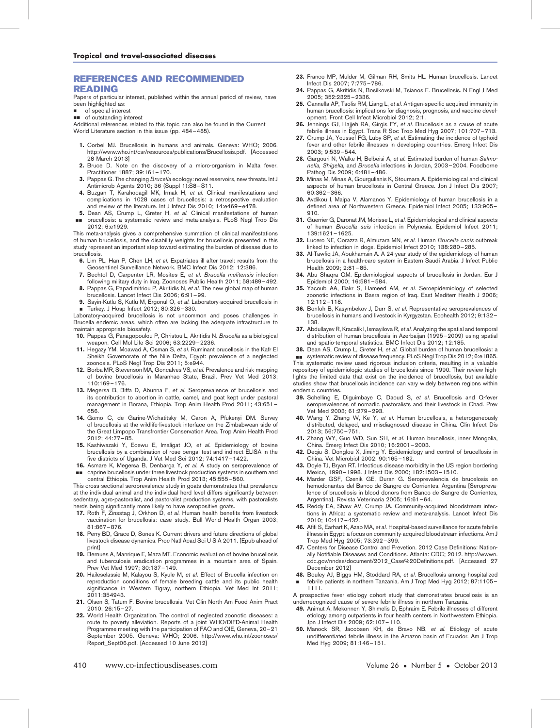## REFERENCES AND RECOMMENDED READING

Papers of particular interest, published within the annual period of review, have been highlighted as:

- ▪ of special interest
- ▪▪ of outstanding interest

Additional references related to this topic can also be found in the Current World Literature section in this issue (pp. 484–485).

1. Corbel MJ. Brucellosis in humans and animals. Geneva: WHO; 2006. http://www.who.int/csr/resources/publications/Brucellosis.pdf. [Accessed 28 March 2013]
2. Bruce D. Note on the discovery of a micro-organism in Malta fever. Practitioner 1887; 39:161–170.
3. Pappas G. The changing *Brucella* ecology: novel reservoirs, new threats. Int J Antimicrob Agents 2010; 36 (Suppl 1):S8–S11.
4. Buzgan T, Karahocagil MK, Irmak H, *et al.* Clinical manifestations and complications in 1028 cases of brucellosis: a retrospective evaluation and review of the literature. Int J Infect Dis 2010; 14:e469–e478.
5. ▪▪ Dean AS, Crump L, Greter H, *et al.* Clinical manifestations of human brucellosis: a systematic review and meta-analysis. PLoS Negl Trop Dis 2012; 6:e1929.

This meta-analysis gives a comprehensive summation of clinical manifestations of human brucellosis, and the disability weights for brucellosis presented in this study represent an important step toward estimating the burden of disease due to brucellosis.

6. Lim PL, Han P, Chen LH, *et al.* Expatriates ill after travel: results from the Geosentinel Surveillance Network. BMC Infect Dis 2012; 12:386.
7. Bechtol D, Carpenter LR, Mosites E, *et al.* *Brucella melitensis* infection following military duty in Iraq. Zoonoses Public Health 2011; 58:489–492.
8. Pappas G, Papadimitriou P, Akritidis N, *et al.* The new global map of human brucellosis. Lancet Infect Dis 2006; 6:91–99.
9. ▪ Sayin-Kutlu S, Kutlu M, Ergonul O, *et al.* Laboratory-acquired brucellosis in Turkey. J Hosp Infect 2012; 80:326–330.

Laboratory-acquired brucellosis is not uncommon and poses challenges in Brucella endemic areas, which often are lacking the adequate infrastructure to maintain appropriate biosafety.

10. Pappas G, Panagopoulou P, Christou L, Akritidis N. *Brucella* as a biological weapon. Cell Mol Life Sci 2006; 63:2229–2236.
11. Hegazy YM, Moawad A, Osman S, *et al.* Ruminant brucellosis in the Kafr El Sheikh Governorate of the Nile Delta, Egypt: prevalence of a neglected zoonosis. PLoS Negl Trop Dis 2011; 5:e944.
12. Borba MR, Stevenson MA, Goncalves VS, *et al.* Prevalence and risk-mapping of bovine brucellosis in Maranhao State, Brazil. Prev Vet Med 2013; 110:169–176.
13. Megersa B, Biffa D, Abunna F, *et al.* Seroprevalence of brucellosis and its contribution to abortion in cattle, camel, and goat kept under pastoral management in Borana, Ethiopia. Trop Anim Health Prod 2011; 43:651–656.
14. Gomo C, de Garine-Wichatitsky M, Caron A, Pfukenyi DM. Survey of brucellosis at the wildlife-livestock interface on the Zimbabwean side of the Great Limpopo Transfrontier Conservation Area. Trop Anim Health Prod 2012; 44:77–85.
15. Kashiwazaki Y, Ecewu E, Imaligat JO, *et al.* Epidemiology of bovine brucellosis by a combination of rose bengal test and indirect ELISA in the five districts of Uganda. J Vet Med Sci 2012; 74:1417–1422.
16. ▪▪ Asmare K, Megersa B, Denbarga Y, *et al.* A study on seroprevalence of caprine brucellosis under three livestock production systems in southern and central Ethiopia. Trop Anim Health Prod 2013; 45:555–560.

This cross-sectional seroprevalence study in goats demonstrates that prevalence at the individual animal and the individual herd level differs significantly between sedentary, agro-pastoralist, and pastoralist production systems, with pastoralists herds being significantly more likely to have seropositive goats.

17. Roth F, Zinsstag J, Orkhon D, *et al.* Human health benefits from livestock vaccination for brucellosis: case study. Bull World Health Organ 2003; 81:867–876.
18. Perry BD, Grace D, Sones K. Current drivers and future directions of global livestock disease dynamics. Proc Natl Acad Sci U S A 2011. [Epub ahead of print]
19. Bernues A, Manrique E, Maza MT. Economic evaluation of bovine brucellosis and tuberculosis eradication programmes in a mountain area of Spain. Prev Vet Med 1997; 30:137–149.
20. Haileselassie M, Kalayou S, Kyule M, *et al.* Effect of Brucella infection on reproduction conditions of female breeding cattle and its public health significance in Western Tigray, northern Ethiopia. Vet Med Int 2011; 2011:354943.
21. Olsen S, Tatum F. Bovine brucellosis. Vet Clin North Am Food Anim Pract 2010; 26:15–27.
22. World Health Organization. The control of neglected zoonotic diseases: a route to poverty alleviation. Reports of a joint WHO/DIFD-Animal Health Programme meeting with the participation of FAO and OIE, Geneva, 20–21 September 2005. Geneva: WHO; 2006. http://www.who.int/zoonoses/Report_Sept06.pdf. [Accessed 10 June 2012]
23. Franco MP, Mulder M, Gilman RH, Smits HL. Human brucellosis. Lancet Infect Dis 2007; 7:775–786.
24. Pappas G, Akritidis N, Bosilkovski M, Tsianos E. Brucellosis. N Engl J Med 2005; 352:2325–2336.
25. Cannella AP, Tsolis RM, Liang L, *et al.* Antigen-specific acquired immunity in human brucellosis: implications for diagnosis, prognosis, and vaccine development. Front Cell Infect Microbiol 2012; 2:1.
26. Jennings GJ, Hajjeh RA, Girgis FY, *et al.* Brucellosis as a cause of acute febrile illness in Egypt. Trans R Soc Trop Med Hyg 2007; 101:707–713.
27. Crump JA, Youssef FG, Luby SP, *et al.* Estimating the incidence of typhoid fever and other febrile illnesses in developing countries. Emerg Infect Dis 2003; 9:539–544.
28. Gargouri N, Walke H, Belbeisi A, *et al.* Estimated burden of human *Salmonella, Shigella,* and *Brucella* infections in Jordan, 2003–2004. Foodborne Pathog Dis 2009; 6:481–486.
29. Minas M, Minas A, Gourgulianis K, Stournara A. Epidemiological and clinical aspects of human brucellosis in Central Greece. Jpn J Infect Dis 2007; 60:362–366.
30. Avdikou I, Maipa V, Alamanos Y. Epidemiology of human brucellosis in a defined area of Northwestern Greece. Epidemiol Infect 2005; 133:905–910.
31. Guerrier G, Daronat JM, Morisse L, *et al.* Epidemiological and clinical aspects of human *Brucella suis* infection in Polynesia. Epidemiol Infect 2011; 139:1621–1625.
32. Lucero NE, Corazza R, Almuzara MN, *et al.* Human *Brucella canis* outbreak linked to infection in dogs. Epidemiol Infect 2010; 138:280–285.
33. Al-Tawfiq JA, Abukhamsin A. A 24-year study of the epidemiology of human brucellosis in a health-care system in Eastern Saudi Arabia. J Infect Public Health 2009; 2:81–85.
34. Abu Shaqra QM. Epidemiological aspects of brucellosis in Jordan. Eur J Epidemiol 2000; 16:581–584.
35. Yacoub AA, Bakr S, Hameed AM, *et al.* Seroepidemiology of selected zoonotic infections in Basra region of Iraq. East Mediterr Health J 2006; 12:112–118.
36. Bonfoh B, Kasymbekov J, Durr S, *et al.* Representative seroprevalences of brucellosis in humans and livestock in Kyrgyzstan. Ecohealth 2012; 9:132–138.
37. Abdullayev R, Kracalik I, Ismayilova R, *et al.* Analyzing the spatial and temporal distribution of human brucellosis in Azerbaijan (1995–2009) using spatial and spatio-temporal statistics. BMC Infect Dis 2012; 12:185.
38. ▪▪ Dean AS, Crump L, Greter H, *et al.* Global burden of human brucellosis: a systematic review of disease frequency. PLoS Negl Trop Dis 2012; 6:e1865.

This systematic review used rigorous inclusion criteria, resulting in a valuable repository of epidemiologic studies of brucellosis since 1990. Their review highlights the limited data that exist on the incidence of brucellosis, but available studies show that brucellosis incidence can vary widely between regions within endemic countries.

39. Schelling E, Diguimbaye C, Daoud S, *et al.* Brucellosis and Q-fever seroprevalences of nomadic pastoralists and their livestock in Chad. Prev Vet Med 2003; 61:279–293.
40. Wang Y, Zhang W, Ke Y, *et al.* Human brucellosis, a heterogeneously distributed, delayed, and misdiagnosed disease in China. Clin Infect Dis 2013; 56:750–751.
41. Zhang WY, Guo WD, Sun SH, *et al.* Human brucellosis, inner Mongolia, China. Emerg Infect Dis 2010; 16:2001–2003.
42. Deqiu S, Donglou X, Jiming Y. Epidemiology and control of brucellosis in China. Vet Microbiol 2002; 90:165–182.
43. Doyle TJ, Bryan RT. Infectious disease morbidity in the US region bordering Mexico, 1990–1998. J Infect Dis 2000; 182:1503–1510.
44. Marder GSF, Czenik GE, Duran G. Seroprevalencia de brucelosis en hemodonantes del Banco de Sangre de Corrientes, Argentina [Seroprevalence of brucellosis in blood donors from Banco de Sangre de Corrientes, Argentina]. Revista Veterinaria 2005; 16:61–64.
45. Reddy EA, Shaw AV, Crump JA. Community-acquired bloodstream infections in Africa: a systematic review and meta-analysis. Lancet Infect Dis 2010; 10:417–432.
46. Afifi S, Earhart K, Azab MA, *et al.* Hospital-based surveillance for acute febrile illness in Egypt: a focus on community-acquired bloodstream infections. Am J Trop Med Hyg 2005; 73:392–399.
47. Centers for Disease Control and Prevetion. 2012 Case Definitions: Nationally Notifiable Diseases and Conditions. Atlanta: CDC; 2012. http://wwwn.cdc.gov/nndss/document/2012_Case%20Definitions.pdf. [Accessed 27 December 2012]
48. ▪ Bouley AJ, Biggs HM, Stoddard RA, *et al.* Brucellosis among hospitalized febrile patients in northern Tanzania. Am J Trop Med Hyg 2012; 87:1105–1111.

A prospective fever etiology cohort study that demonstrates brucellosis is an underrecognized cause of severe febrile illness in northern Tanzania.

49. Animut A, Mekonnen Y, Shimelis D, Ephraim E. Febrile illnesses of different etiology among outpatients in four health centers in Northwestern Ethiopia. Jpn J Infect Dis 2009; 62:107–110.
50. Manock SR, Jacobsen KH, de Bravo NB, *et al.* Etiology of acute undifferentiated febrile illness in the Amazon basin of Ecuador. Am J Trop Med Hyg 2009; 81:146–151.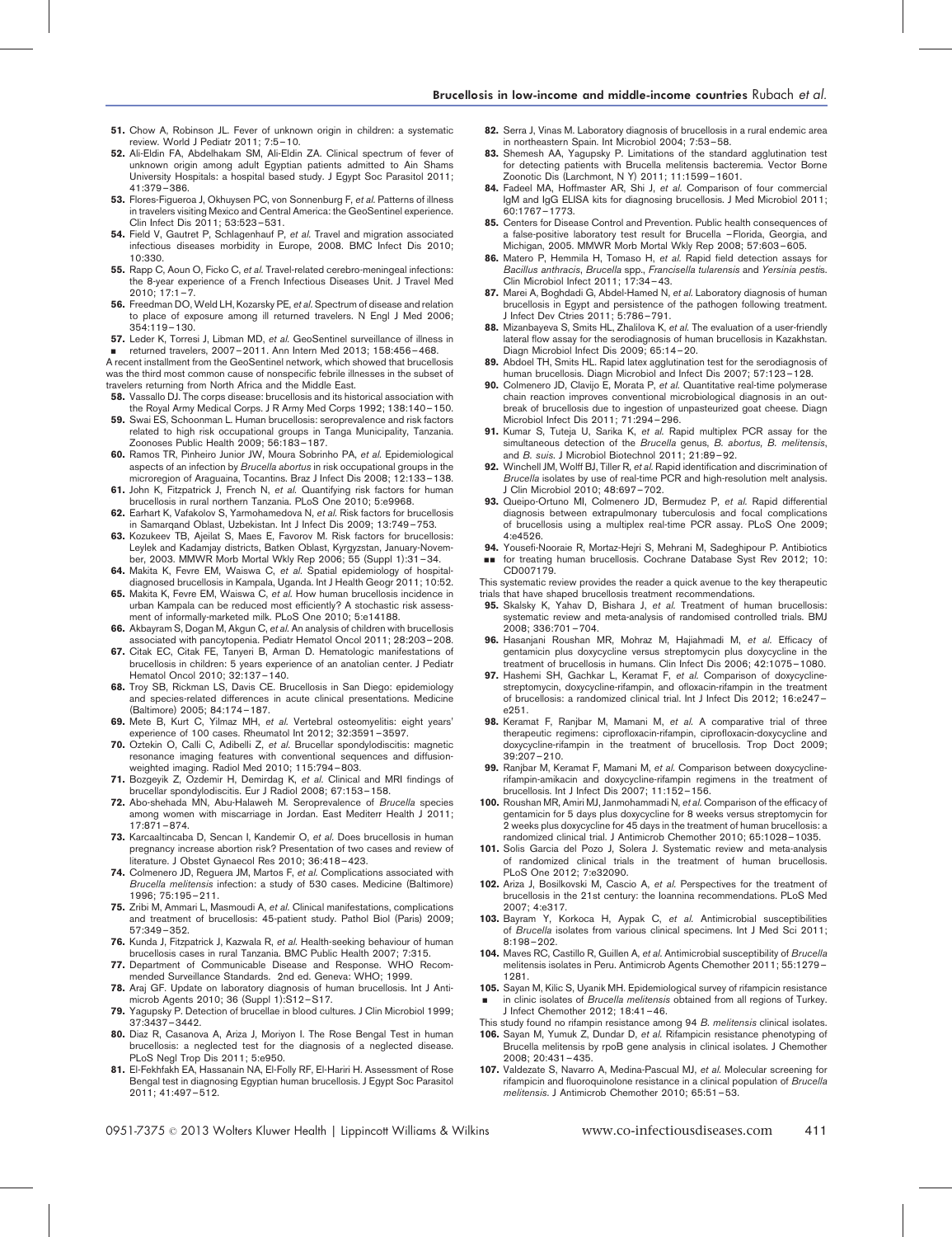51. Chow A, Robinson JL. Fever of unknown origin in children: a systematic review. World J Pediatr 2011; 7:5–10.
52. Ali-Eldin FA, Abdelhakam SM, Ali-Eldin ZA. Clinical spectrum of fever of unknown origin among adult Egyptian patients admitted to Ain Shams University Hospitals: a hospital based study. J Egypt Soc Parasitol 2011; 41:379–386.
53. Flores-Figueroa J, Okhuysen PC, von Sonnenburg F, *et al.* Patterns of illness in travelers visiting Mexico and Central America: the GeoSentinel experience. Clin Infect Dis 2011; 53:523–531.
54. Field V, Gautret P, Schlagenhauf P, *et al.* Travel and migration associated infectious diseases morbidity in Europe, 2008. BMC Infect Dis 2010; 10:330.
55. Rapp C, Aoun O, Ficko C, *et al.* Travel-related cerebro-meningeal infections: the 8-year experience of a French Infectious Diseases Unit. J Travel Med 2010; 17:1–7.
56. Freedman DO, Weld LH, Kozarsky PE, *et al.* Spectrum of disease and relation to place of exposure among ill returned travelers. N Engl J Med 2006; 354:119–130.
57. ▪ Leder K, Torresi J, Libman MD, *et al.* GeoSentinel surveillance of illness in returned travelers, 2007–2011. Ann Intern Med 2013; 158:456–468.

A recent installment from the GeoSentinel network, which showed that brucellosis was the third most common cause of nonspecific febrile illnesses in the subset of travelers returning from North Africa and the Middle East.

58. Vassallo DJ. The corps disease: brucellosis and its historical association with the Royal Army Medical Corps. J R Army Med Corps 1992; 138:140–150.
59. Swai ES, Schoonman L. Human brucellosis: seroprevalence and risk factors related to high risk occupational groups in Tanga Municipality, Tanzania. Zoonoses Public Health 2009; 56:183–187.
60. Ramos TR, Pinheiro Junior JW, Moura Sobrinho PA, *et al.* Epidemiological aspects of an infection by *Brucella abortus* in risk occupational groups in the microregion of Araguaina, Tocantins. Braz J Infect Dis 2008; 12:133–138.
61. John K, Fitzpatrick J, French N, *et al.* Quantifying risk factors for human brucellosis in rural northern Tanzania. PLoS One 2010; 5:e9968.
62. Earhart K, Vafakolov S, Yarmohamedova N, *et al.* Risk factors for brucellosis in Samarqand Oblast, Uzbekistan. Int J Infect Dis 2009; 13:749–753.
63. Kozukeev TB, Ajeilat S, Maes E, Favorov M. Risk factors for brucellosis: Leylek and Kadamjay districts, Batken Oblast, Kyrgyzstan, January-November, 2003. MMWR Morb Mortal Wkly Rep 2006; 55 (Suppl 1):31–34.
64. Makita K, Fevre EM, Waiswa C, *et al.* Spatial epidemiology of hospital-diagnosed brucellosis in Kampala, Uganda. Int J Health Geogr 2011; 10:52.
65. Makita K, Fevre EM, Waiswa C, *et al.* How human brucellosis incidence in urban Kampala can be reduced most efficiently? A stochastic risk assessment of informally-marketed milk. PLoS One 2010; 5:e14188.
66. Akbayram S, Dogan M, Akgun C, *et al.* An analysis of children with brucellosis associated with pancytopenia. Pediatr Hematol Oncol 2011; 28:203–208.
67. Citak EC, Citak FE, Tanyeri B, Arman D. Hematologic manifestations of brucellosis in children: 5 years experience of an anatolian center. J Pediatr Hematol Oncol 2010; 32:137–140.
68. Troy SB, Rickman LS, Davis CE. Brucellosis in San Diego: epidemiology and species-related differences in acute clinical presentations. Medicine (Baltimore) 2005; 84:174–187.
69. Mete B, Kurt C, Yilmaz MH, *et al.* Vertebral osteomyelitis: eight years' experience of 100 cases. Rheumatol Int 2012; 32:3591–3597.
70. Oztekin O, Calli C, Adibelli Z, *et al.* Brucellar spondylodiscitis: magnetic resonance imaging features with conventional sequences and diffusion-weighted imaging. Radiol Med 2010; 115:794–803.
71. Bozgeyik Z, Ozdemir H, Demirdag K, *et al.* Clinical and MRI findings of brucellar spondylodiscitis. Eur J Radiol 2008; 67:153–158.
72. Abo-shehada MN, Abu-Halaweh M. Seroprevalence of *Brucella* species among women with miscarriage in Jordan. East Mediterr Health J 2011; 17:871–874.
73. Karcaaltincaba D, Sencan I, Kandemir O, *et al.* Does brucellosis in human pregnancy increase abortion risk? Presentation of two cases and review of literature. J Obstet Gynaecol Res 2010; 36:418–423.
74. Colmenero JD, Reguera JM, Martos F, *et al.* Complications associated with *Brucella melitensis* infection: a study of 530 cases. Medicine (Baltimore) 1996; 75:195–211.
75. Zribi M, Ammari L, Masmoudi A, *et al.* Clinical manifestations, complications and treatment of brucellosis: 45-patient study. Pathol Biol (Paris) 2009; 57:349–352.
76. Kunda J, Fitzpatrick J, Kazwala R, *et al.* Health-seeking behaviour of human brucellosis cases in rural Tanzania. BMC Public Health 2007; 7:315.
77. Department of Communicable Disease and Response. WHO Recommended Surveillance Standards. 2nd ed. Geneva: WHO; 1999.
78. Araj GF. Update on laboratory diagnosis of human brucellosis. Int J Antimicrob Agents 2010; 36 (Suppl 1):S12–S17.
79. Yagupsky P. Detection of brucellae in blood cultures. J Clin Microbiol 1999; 37:3437–3442.
80. Diaz R, Casanova A, Ariza J, Moriyon I. The Rose Bengal Test in human brucellosis: a neglected test for the diagnosis of a neglected disease. PLoS Negl Trop Dis 2011; 5:e950.
81. El-Fekhfakh EA, Hassanain NA, El-Folly RF, El-Hariri H. Assessment of Rose Bengal test in diagnosing Egyptian human brucellosis. J Egypt Soc Parasitol 2011; 41:497–512.
82. Serra J, Vinas M. Laboratory diagnosis of brucellosis in a rural endemic area in northeastern Spain. Int Microbiol 2004; 7:53–58.
83. Shemesh AA, Yagupsky P. Limitations of the standard agglutination test for detecting patients with Brucella melitensis bacteremia. Vector Borne Zoonotic Dis (Larchmont, N Y) 2011; 11:1599–1601.
84. Fadeel MA, Hoffmaster AR, Shi J, *et al.* Comparison of four commercial IgM and IgG ELISA kits for diagnosing brucellosis. J Med Microbiol 2011; 60:1767–1773.
85. Centers for Disease Control and Prevention. Public health consequences of a false-positive laboratory test result for Brucella –Florida, Georgia, and Michigan, 2005. MMWR Morb Mortal Wkly Rep 2008; 57:603–605.
86. Matero P, Hemmila H, Tomaso H, *et al.* Rapid field detection assays for *Bacillus anthracis*, *Brucella* spp., *Francisella tularensis* and *Yersinia pestis*. Clin Microbiol Infect 2011; 17:34–43.
87. Marei A, Boghdadi G, Abdel-Hamed N, *et al.* Laboratory diagnosis of human brucellosis in Egypt and persistence of the pathogen following treatment. J Infect Dev Ctries 2011; 5:786–791.
88. Mizanbayeva S, Smits HL, Zhalilova K, *et al.* The evaluation of a user-friendly lateral flow assay for the serodiagnosis of human brucellosis in Kazakhstan. Diagn Microbiol Infect Dis 2009; 65:14–20.
89. Abdoel TH, Smits HL. Rapid latex agglutination test for the serodiagnosis of human brucellosis. Diagn Microbiol and Infect Dis 2007; 57:123–128.
90. Colmenero JD, Clavijo E, Morata P, *et al.* Quantitative real-time polymerase chain reaction improves conventional microbiological diagnosis in an outbreak of brucellosis due to ingestion of unpasteurized goat cheese. Diagn Microbiol Infect Dis 2011; 71:294–296.
91. Kumar S, Tuteja U, Sarika K, *et al.* Rapid multiplex PCR assay for the simultaneous detection of the *Brucella* genus, *B. abortus, B. melitensis*, and *B. suis*. J Microbiol Biotechnol 2011; 21:89–92.
92. Winchell JM, Wolff BJ, Tiller R, *et al.* Rapid identification and discrimination of *Brucella* isolates by use of real-time PCR and high-resolution melt analysis. J Clin Microbiol 2010; 48:697–702.
93. Queipo-Ortuno MI, Colmenero JD, Bermudez P, *et al.* Rapid differential diagnosis between extrapulmonary tuberculosis and focal complications of brucellosis using a multiplex real-time PCR assay. PLoS One 2009; 4:e4526.
94. ▪▪ Yousefi-Nooraie R, Mortaz-Hejri S, Mehrani M, Sadeghipour P. Antibiotics for treating human brucellosis. Cochrane Database Syst Rev 2012; 10: CD007179.

This systematic review provides the reader a quick avenue to the key therapeutic trials that have shaped brucellosis treatment recommendations.

95. Skalsky K, Yahav D, Bishara J, *et al.* Treatment of human brucellosis: systematic review and meta-analysis of randomised controlled trials. BMJ 2008; 336:701–704.
96. Hasanjani Roushan MR, Mohraz M, Hajiahmadi M, *et al.* Efficacy of gentamicin plus doxycycline versus streptomycin plus doxycycline in the treatment of brucellosis in humans. Clin Infect Dis 2006; 42:1075–1080.
97. Hashemi SH, Gachkar L, Keramat F, *et al.* Comparison of doxycycline-streptomycin, doxycycline-rifampin, and ofloxacin-rifampin in the treatment of brucellosis: a randomized clinical trial. Int J Infect Dis 2012; 16:e247–e251.
98. Keramat F, Ranjbar M, Mamani M, *et al.* A comparative trial of three therapeutic regimens: ciprofloxacin-rifampin, ciprofloxacin-doxycycline and doxycycline-rifampin in the treatment of brucellosis. Trop Doct 2009; 39:207–210.
99. Ranjbar M, Keramat F, Mamani M, *et al.* Comparison between doxycycline-rifampin-amikacin and doxycycline-rifampin regimens in the treatment of brucellosis. Int J Infect Dis 2007; 11:152–156.
100. Roushan MR, Amiri MJ, Janmohammadi N, *et al.* Comparison of the efficacy of gentamicin for 5 days plus doxycycline for 8 weeks versus streptomycin for 2 weeks plus doxycycline for 45 days in the treatment of human brucellosis: a randomized clinical trial. J Antimicrob Chemother 2010; 65:1028–1035.
101. Solis Garcia del Pozo J, Solera J. Systematic review and meta-analysis of randomized clinical trials in the treatment of human brucellosis. PLoS One 2012; 7:e32090.
102. Ariza J, Bosilkovski M, Cascio A, *et al.* Perspectives for the treatment of brucellosis in the 21st century: the Ioannina recommendations. PLoS Med 2007; 4:e317.
103. Bayram Y, Korkoca H, Aypak C, *et al.* Antimicrobial susceptibilities of *Brucella* isolates from various clinical specimens. Int J Med Sci 2011; 8:198–202.
104. Maves RC, Castillo R, Guillen A, *et al.* Antimicrobial susceptibility of *Brucella* melitensis isolates in Peru. Antimicrob Agents Chemother 2011; 55:1279–1281.
105. ▪ Sayan M, Kilic S, Uyanik MH. Epidemiological survey of rifampicin resistance in clinic isolates of *Brucella melitensis* obtained from all regions of Turkey. J Infect Chemother 2012; 18:41–46.

This study found no rifampin resistance among 94 *B. melitensis* clinical isolates.

106. Sayan M, Yumuk Z, Dundar D, *et al.* Rifampicin resistance phenotyping of Brucella melitensis by rpoB gene analysis in clinical isolates. J Chemother 2008; 20:431–435.
107. Valdezate S, Navarro A, Medina-Pascual MJ, *et al.* Molecular screening for rifampicin and fluoroquinolone resistance in a clinical population of *Brucella melitensis*. J Antimicrob Chemother 2010; 65:51–53.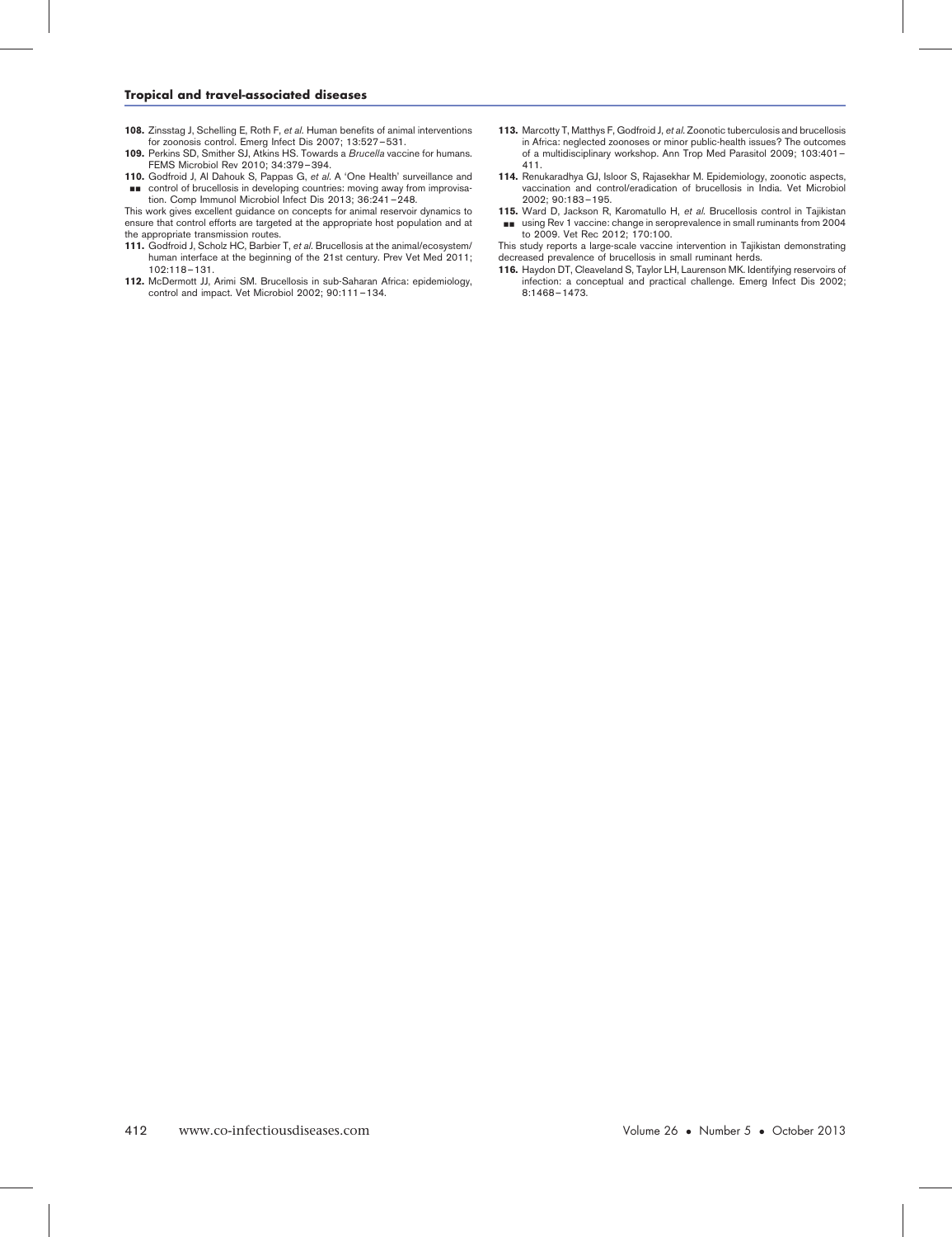108. Zinsstag J, Schelling E, Roth F, *et al*. Human benefits of animal interventions for zoonosis control. Emerg Infect Dis 2007; 13:527–531.

109. Perkins SD, Smither SJ, Atkins HS. Towards a *Brucella* vaccine for humans. FEMS Microbiol Rev 2010; 34:379–394.

110. ▪▪ Godfroid J, Al Dahouk S, Pappas G, *et al*. A 'One Health' surveillance and control of brucellosis in developing countries: moving away from improvisation. Comp Immunol Microbiol Infect Dis 2013; 36:241–248.

This work gives excellent guidance on concepts for animal reservoir dynamics to ensure that control efforts are targeted at the appropriate host population and at the appropriate transmission routes.

111. Godfroid J, Scholz HC, Barbier T, *et al*. Brucellosis at the animal/ecosystem/human interface at the beginning of the 21st century. Prev Vet Med 2011; 102:118–131.

112. McDermott JJ, Arimi SM. Brucellosis in sub-Saharan Africa: epidemiology, control and impact. Vet Microbiol 2002; 90:111–134.

113. Marcotty T, Matthys F, Godfroid J, *et al*. Zoonotic tuberculosis and brucellosis in Africa: neglected zoonoses or minor public-health issues? The outcomes of a multidisciplinary workshop. Ann Trop Med Parasitol 2009; 103:401–411.

114. Renukaradhya GJ, Isloor S, Rajasekhar M. Epidemiology, zoonotic aspects, vaccination and control/eradication of brucellosis in India. Vet Microbiol 2002; 90:183–195.

115. ▪▪ Ward D, Jackson R, Karomatullo H, *et al*. Brucellosis control in Tajikistan using Rev 1 vaccine: change in seroprevalence in small ruminants from 2004 to 2009. Vet Rec 2012; 170:100.

This study reports a large-scale vaccine intervention in Tajikistan demonstrating decreased prevalence of brucellosis in small ruminant herds.

116. Haydon DT, Cleaveland S, Taylor LH, Laurenson MK. Identifying reservoirs of infection: a conceptual and practical challenge. Emerg Infect Dis 2002; 8:1468–1473.